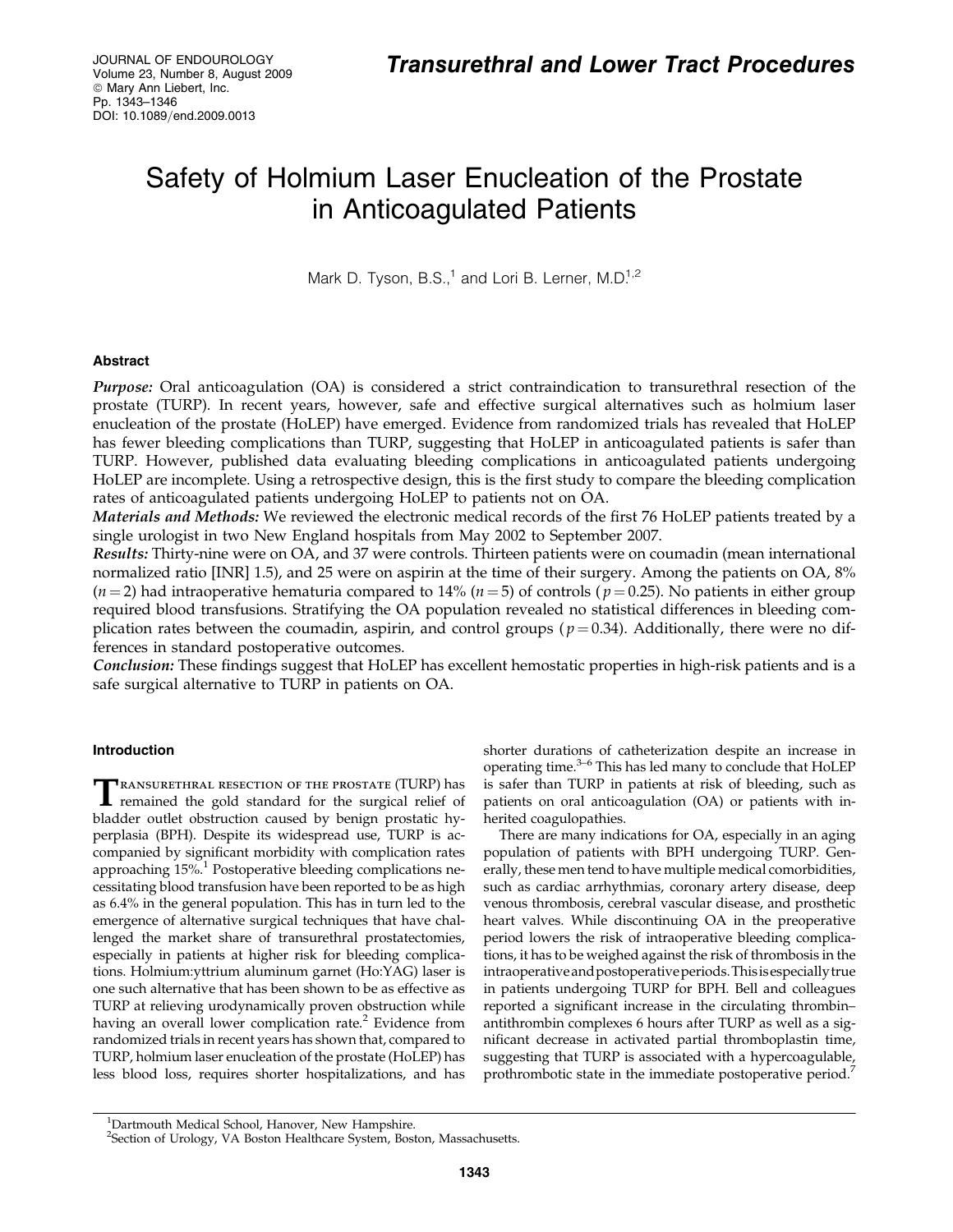## Transurethral and Lower Tract Procedures

# Safety of Holmium Laser Enucleation of the Prostate in Anticoagulated Patients

Mark D. Tyson, B.S.,[1] and Lori B. Lerner, M.D.[1,2]

### Abstract

***Purpose:*** Oral anticoagulation (OA) is considered a strict contraindication to transurethral resection of the prostate (TURP). In recent years, however, safe and effective surgical alternatives such as holmium laser enucleation of the prostate (HoLEP) have emerged. Evidence from randomized trials has revealed that HoLEP has fewer bleeding complications than TURP, suggesting that HoLEP in anticoagulated patients is safer than TURP. However, published data evaluating bleeding complications in anticoagulated patients undergoing HoLEP are incomplete. Using a retrospective design, this is the first study to compare the bleeding complication rates of anticoagulated patients undergoing HoLEP to patients not on OA.

***Materials and Methods:*** We reviewed the electronic medical records of the first 76 HoLEP patients treated by a single urologist in two New England hospitals from May 2002 to September 2007.

***Results:*** Thirty-nine were on OA, and 37 were controls. Thirteen patients were on coumadin (mean international normalized ratio [INR] 1.5), and 25 were on aspirin at the time of their surgery. Among the patients on OA, 8% ($n = 2$) had intraoperative hematuria compared to 14% ($n = 5$) of controls ($p = 0.25$). No patients in either group required blood transfusions. Stratifying the OA population revealed no statistical differences in bleeding complication rates between the coumadin, aspirin, and control groups ($p = 0.34$). Additionally, there were no differences in standard postoperative outcomes.

***Conclusion:*** These findings suggest that HoLEP has excellent hemostatic properties in high-risk patients and is a safe surgical alternative to TURP in patients on OA.

### Introduction

Transurethral resection of the prostate (TURP) has remained the gold standard for the surgical relief of bladder outlet obstruction caused by benign prostatic hyperplasia (BPH). Despite its widespread use, TURP is accompanied by significant morbidity with complication rates approaching 15%.[1] Postoperative bleeding complications necessitating blood transfusion have been reported to be as high as 6.4% in the general population. This has in turn led to the emergence of alternative surgical techniques that have challenged the market share of transurethral prostatectomies, especially in patients at higher risk for bleeding complications. Holmium:yttrium aluminum garnet (Ho:YAG) laser is one such alternative that has been shown to be as effective as TURP at relieving urodynamically proven obstruction while having an overall lower complication rate.[2] Evidence from randomized trials in recent years has shown that, compared to TURP, holmium laser enucleation of the prostate (HoLEP) has less blood loss, requires shorter hospitalizations, and has shorter durations of catheterization despite an increase in operating time.[3–6] This has led many to conclude that HoLEP is safer than TURP in patients at risk of bleeding, such as patients on oral anticoagulation (OA) or patients with inherited coagulopathies.

There are many indications for OA, especially in an aging population of patients with BPH undergoing TURP. Generally, these men tend to have multiple medical comorbidities, such as cardiac arrhythmias, coronary artery disease, deep venous thrombosis, cerebral vascular disease, and prosthetic heart valves. While discontinuing OA in the preoperative period lowers the risk of intraoperative bleeding complications, it has to be weighed against the risk of thrombosis in the intraoperative and postoperative periods. This is especially true in patients undergoing TURP for BPH. Bell and colleagues reported a significant increase in the circulating thrombin–antithrombin complexes 6 hours after TURP as well as a significant decrease in activated partial thromboplastin time, suggesting that TURP is associated with a hypercoagulable, prothrombotic state in the immediate postoperative period.[7]

[1]Dartmouth Medical School, Hanover, New Hampshire.
[2]Section of Urology, VA Boston Healthcare System, Boston, Massachusetts.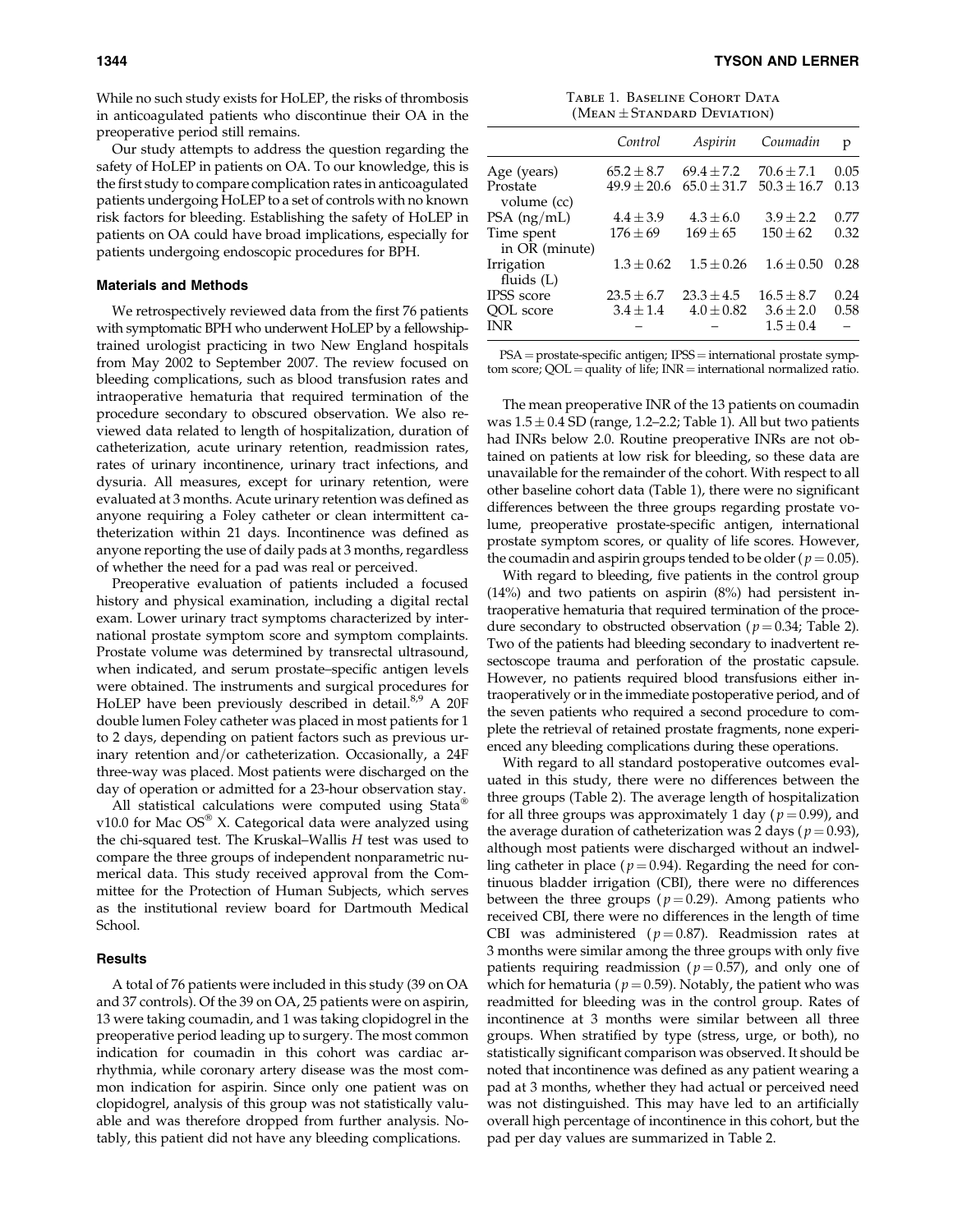While no such study exists for HoLEP, the risks of thrombosis in anticoagulated patients who discontinue their OA in the preoperative period still remains.

Our study attempts to address the question regarding the safety of HoLEP in patients on OA. To our knowledge, this is the first study to compare complication rates in anticoagulated patients undergoing HoLEP to a set of controls with no known risk factors for bleeding. Establishing the safety of HoLEP in patients on OA could have broad implications, especially for patients undergoing endoscopic procedures for BPH.

## Materials and Methods

We retrospectively reviewed data from the first 76 patients with symptomatic BPH who underwent HoLEP by a fellowship-trained urologist practicing in two New England hospitals from May 2002 to September 2007. The review focused on bleeding complications, such as blood transfusion rates and intraoperative hematuria that required termination of the procedure secondary to obscured observation. We also reviewed data related to length of hospitalization, duration of catheterization, acute urinary retention, readmission rates, rates of urinary incontinence, urinary tract infections, and dysuria. All measures, except for urinary retention, were evaluated at 3 months. Acute urinary retention was defined as anyone requiring a Foley catheter or clean intermittent catheterization within 21 days. Incontinence was defined as anyone reporting the use of daily pads at 3 months, regardless of whether the need for a pad was real or perceived.

Preoperative evaluation of patients included a focused history and physical examination, including a digital rectal exam. Lower urinary tract symptoms characterized by international prostate symptom score and symptom complaints. Prostate volume was determined by transrectal ultrasound, when indicated, and serum prostate–specific antigen levels were obtained. The instruments and surgical procedures for HoLEP have been previously described in detail.[8,9] A 20F double lumen Foley catheter was placed in most patients for 1 to 2 days, depending on patient factors such as previous urinary retention and/or catheterization. Occasionally, a 24F three-way was placed. Most patients were discharged on the day of operation or admitted for a 23-hour observation stay.

All statistical calculations were computed using Stata® v10.0 for Mac OS® X. Categorical data were analyzed using the chi-squared test. The Kruskal–Wallis $H$ test was used to compare the three groups of independent nonparametric numerical data. This study received approval from the Committee for the Protection of Human Subjects, which serves as the institutional review board for Dartmouth Medical School.

## Results

A total of 76 patients were included in this study (39 on OA and 37 controls). Of the 39 on OA, 25 patients were on aspirin, 13 were taking coumadin, and 1 was taking clopidogrel in the preoperative period leading up to surgery. The most common indication for coumadin in this cohort was cardiac arrhythmia, while coronary artery disease was the most common indication for aspirin. Since only one patient was on clopidogrel, analysis of this group was not statistically valuable and was therefore dropped from further analysis. Notably, this patient did not have any bleeding complications.

Table 1. Baseline Cohort Data (Mean ± Standard Deviation)

| | Control | Aspirin | Coumadin | p |
|---|---|---|---|---|
| Age (years) | 65.2 ± 8.7 | 69.4 ± 7.2 | 70.6 ± 7.1 | 0.05 |
| Prostate volume (cc) | 49.9 ± 20.6 | 65.0 ± 31.7 | 50.3 ± 16.7 | 0.13 |
| PSA (ng/mL) | 4.4 ± 3.9 | 4.3 ± 6.0 | 3.9 ± 2.2 | 0.77 |
| Time spent in OR (minute) | 176 ± 69 | 169 ± 65 | 150 ± 62 | 0.32 |
| Irrigation fluids (L) | 1.3 ± 0.62 | 1.5 ± 0.26 | 1.6 ± 0.50 | 0.28 |
| IPSS score | 23.5 ± 6.7 | 23.3 ± 4.5 | 16.5 ± 8.7 | 0.24 |
| QOL score | 3.4 ± 1.4 | 4.0 ± 0.82 | 3.6 ± 2.0 | 0.58 |
| INR | – | – | 1.5 ± 0.4 | – |

PSA = prostate-specific antigen; IPSS = international prostate symptom score; QOL = quality of life; INR = international normalized ratio.

The mean preoperative INR of the 13 patients on coumadin was 1.5 ± 0.4 SD (range, 1.2–2.2; Table 1). All but two patients had INRs below 2.0. Routine preoperative INRs are not obtained on patients at low risk for bleeding, so these data are unavailable for the remainder of the cohort. With respect to all other baseline cohort data (Table 1), there were no significant differences between the three groups regarding prostate volume, preoperative prostate-specific antigen, international prostate symptom scores, or quality of life scores. However, the coumadin and aspirin groups tended to be older ($p = 0.05$).

With regard to bleeding, five patients in the control group (14%) and two patients on aspirin (8%) had persistent intraoperative hematuria that required termination of the procedure secondary to obstructed observation ($p = 0.34$; Table 2). Two of the patients had bleeding secondary to inadvertent resectoscope trauma and perforation of the prostatic capsule. However, no patients required blood transfusions either intraoperatively or in the immediate postoperative period, and of the seven patients who required a second procedure to complete the retrieval of retained prostate fragments, none experienced any bleeding complications during these operations.

With regard to all standard postoperative outcomes evaluated in this study, there were no differences between the three groups (Table 2). The average length of hospitalization for all three groups was approximately 1 day ($p = 0.99$), and the average duration of catheterization was 2 days ($p = 0.93$), although most patients were discharged without an indwelling catheter in place ($p = 0.94$). Regarding the need for continuous bladder irrigation (CBI), there were no differences between the three groups ($p = 0.29$). Among patients who received CBI, there were no differences in the length of time CBI was administered ($p = 0.87$). Readmission rates at 3 months were similar among the three groups with only five patients requiring readmission ($p = 0.57$), and only one of which for hematuria ($p = 0.59$). Notably, the patient who was readmitted for bleeding was in the control group. Rates of incontinence at 3 months were similar between all three groups. When stratified by type (stress, urge, or both), no statistically significant comparison was observed. It should be noted that incontinence was defined as any patient wearing a pad at 3 months, whether they had actual or perceived need was not distinguished. This may have led to an artificially overall high percentage of incontinence in this cohort, but the pad per day values are summarized in Table 2.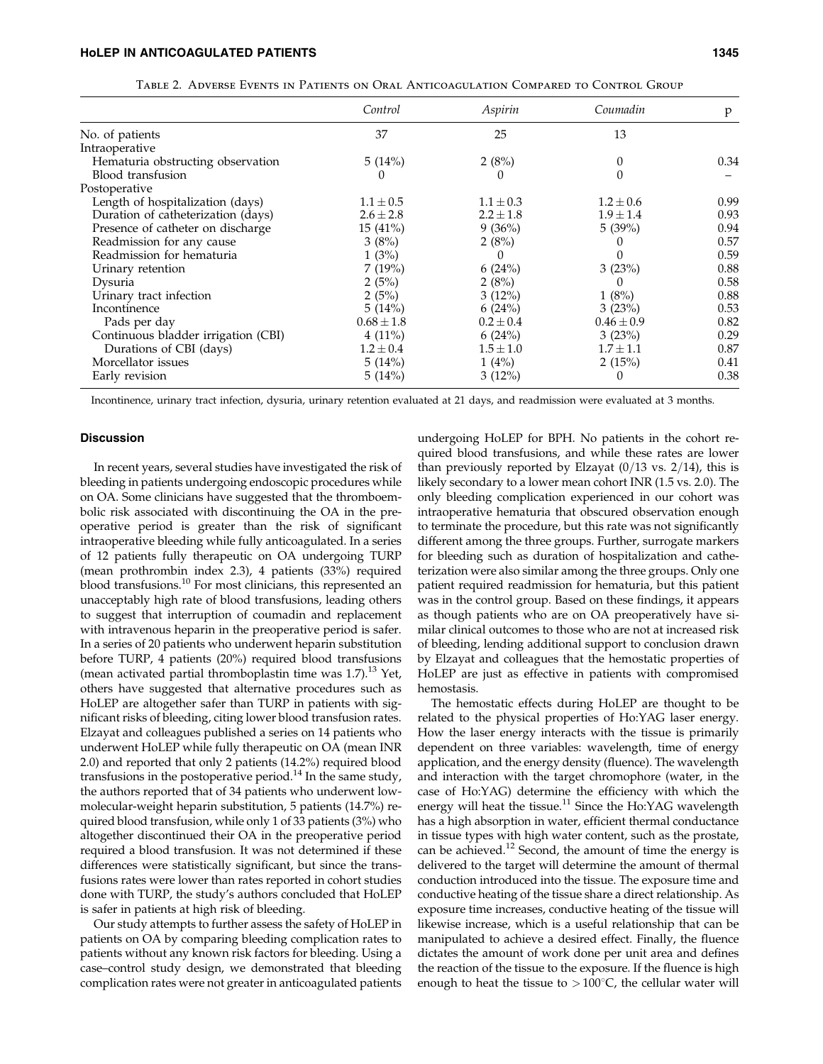Table 2. Adverse Events in Patients on Oral Anticoagulation Compared to Control Group

| | Control | Aspirin | Coumadin | p |
|---|---|---|---|---|
| No. of patients | 37 | 25 | 13 | |
| Intraoperative | | | | |
| Hematuria obstructing observation | 5 (14%) | 2 (8%) | 0 | 0.34 |
| Blood transfusion | 0 | 0 | 0 | – |
| Postoperative | | | | |
| Length of hospitalization (days) | 1.1 ± 0.5 | 1.1 ± 0.3 | 1.2 ± 0.6 | 0.99 |
| Duration of catheterization (days) | 2.6 ± 2.8 | 2.2 ± 1.8 | 1.9 ± 1.4 | 0.93 |
| Presence of catheter on discharge | 15 (41%) | 9 (36%) | 5 (39%) | 0.94 |
| Readmission for any cause | 3 (8%) | 2 (8%) | 0 | 0.57 |
| Readmission for hematuria | 1 (3%) | 0 | 0 | 0.59 |
| Urinary retention | 7 (19%) | 6 (24%) | 3 (23%) | 0.88 |
| Dysuria | 2 (5%) | 2 (8%) | 0 | 0.58 |
| Urinary tract infection | 2 (5%) | 3 (12%) | 1 (8%) | 0.88 |
| Incontinence | 5 (14%) | 6 (24%) | 3 (23%) | 0.53 |
| Pads per day | 0.68 ± 1.8 | 0.2 ± 0.4 | 0.46 ± 0.9 | 0.82 |
| Continuous bladder irrigation (CBI) | 4 (11%) | 6 (24%) | 3 (23%) | 0.29 |
| Durations of CBI (days) | 1.2 ± 0.4 | 1.5 ± 1.0 | 1.7 ± 1.1 | 0.87 |
| Morcellator issues | 5 (14%) | 1 (4%) | 2 (15%) | 0.41 |
| Early revision | 5 (14%) | 3 (12%) | 0 | 0.38 |

Incontinence, urinary tract infection, dysuria, urinary retention evaluated at 21 days, and readmission were evaluated at 3 months.

## Discussion

In recent years, several studies have investigated the risk of bleeding in patients undergoing endoscopic procedures while on OA. Some clinicians have suggested that the thromboembolic risk associated with discontinuing the OA in the preoperative period is greater than the risk of significant intraoperative bleeding while fully anticoagulated. In a series of 12 patients fully therapeutic on OA undergoing TURP (mean prothrombin index 2.3), 4 patients (33%) required blood transfusions.[10] For most clinicians, this represented an unacceptably high rate of blood transfusions, leading others to suggest that interruption of coumadin and replacement with intravenous heparin in the preoperative period is safer. In a series of 20 patients who underwent heparin substitution before TURP, 4 patients (20%) required blood transfusions (mean activated partial thromboplastin time was 1.7).[13] Yet, others have suggested that alternative procedures such as HoLEP are altogether safer than TURP in patients with significant risks of bleeding, citing lower blood transfusion rates. Elzayat and colleagues published a series on 14 patients who underwent HoLEP while fully therapeutic on OA (mean INR 2.0) and reported that only 2 patients (14.2%) required blood transfusions in the postoperative period.[14] In the same study, the authors reported that of 34 patients who underwent low-molecular-weight heparin substitution, 5 patients (14.7%) required blood transfusion, while only 1 of 33 patients (3%) who altogether discontinued their OA in the preoperative period required a blood transfusion. It was not determined if these differences were statistically significant, but since the transfusions rates were lower than rates reported in cohort studies done with TURP, the study's authors concluded that HoLEP is safer in patients at high risk of bleeding.

Our study attempts to further assess the safety of HoLEP in patients on OA by comparing bleeding complication rates to patients without any known risk factors for bleeding. Using a case–control study design, we demonstrated that bleeding complication rates were not greater in anticoagulated patients undergoing HoLEP for BPH. No patients in the cohort required blood transfusions, and while these rates are lower than previously reported by Elzayat (0/13 vs. 2/14), this is likely secondary to a lower mean cohort INR (1.5 vs. 2.0). The only bleeding complication experienced in our cohort was intraoperative hematuria that obscured observation enough to terminate the procedure, but this rate was not significantly different among the three groups. Further, surrogate markers for bleeding such as duration of hospitalization and catheterization were also similar among the three groups. Only one patient required readmission for hematuria, but this patient was in the control group. Based on these findings, it appears as though patients who are on OA preoperatively have similar clinical outcomes to those who are not at increased risk of bleeding, lending additional support to conclusion drawn by Elzayat and colleagues that the hemostatic properties of HoLEP are just as effective in patients with compromised hemostasis.

The hemostatic effects during HoLEP are thought to be related to the physical properties of Ho:YAG laser energy. How the laser energy interacts with the tissue is primarily dependent on three variables: wavelength, time of energy application, and the energy density (fluence). The wavelength and interaction with the target chromophore (water, in the case of Ho:YAG) determine the efficiency with which the energy will heat the tissue.[11] Since the Ho:YAG wavelength has a high absorption in water, efficient thermal conductance in tissue types with high water content, such as the prostate, can be achieved.[12] Second, the amount of time the energy is delivered to the target will determine the amount of thermal conduction introduced into the tissue. The exposure time and conductive heating of the tissue share a direct relationship. As exposure time increases, conductive heating of the tissue will likewise increase, which is a useful relationship that can be manipulated to achieve a desired effect. Finally, the fluence dictates the amount of work done per unit area and defines the reaction of the tissue to the exposure. If the fluence is high enough to heat the tissue to $>100°C$, the cellular water will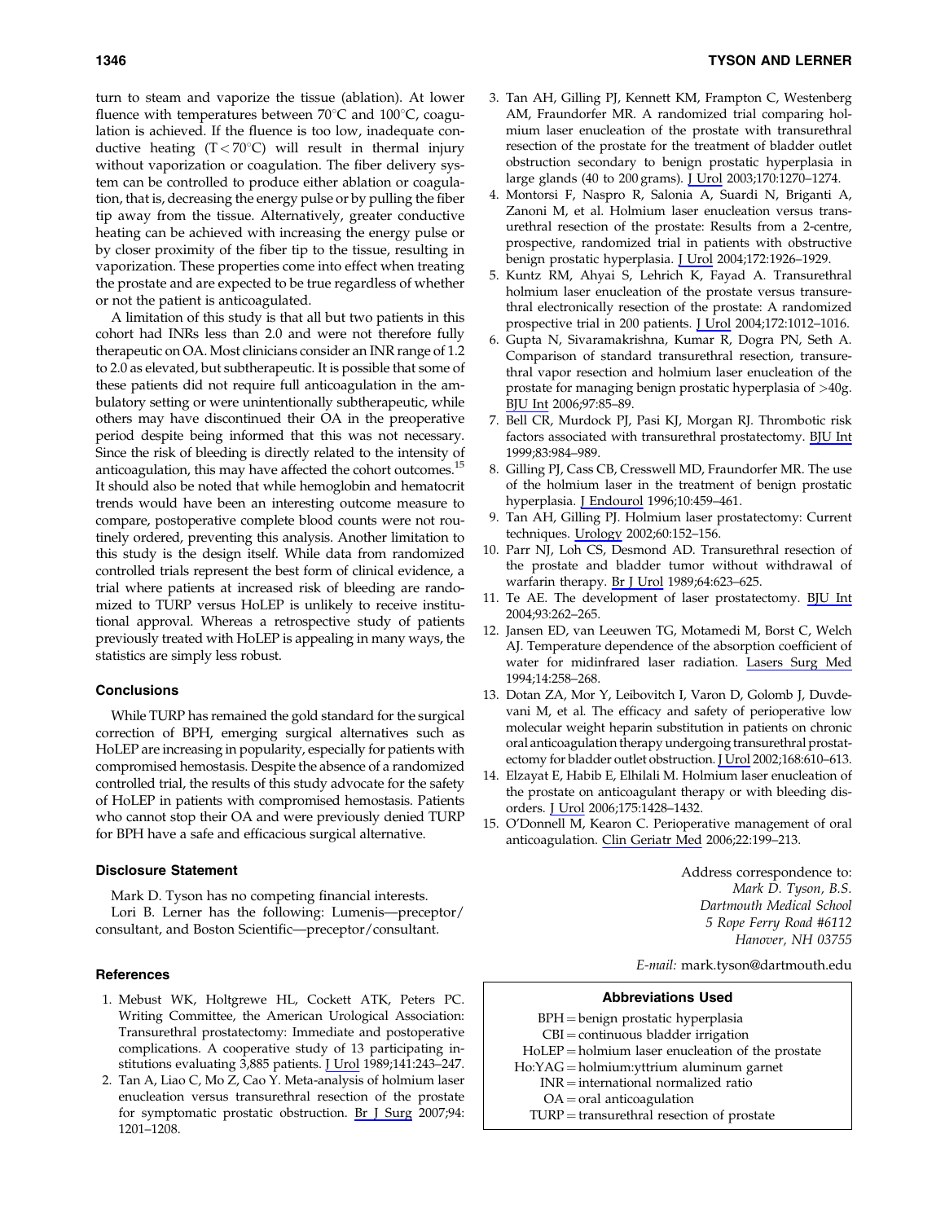turn to steam and vaporize the tissue (ablation). At lower fluence with temperatures between 70°C and 100°C, coagulation is achieved. If the fluence is too low, inadequate conductive heating (T < 70°C) will result in thermal injury without vaporization or coagulation. The fiber delivery system can be controlled to produce either ablation or coagulation, that is, decreasing the energy pulse or by pulling the fiber tip away from the tissue. Alternatively, greater conductive heating can be achieved with increasing the energy pulse or by closer proximity of the fiber tip to the tissue, resulting in vaporization. These properties come into effect when treating the prostate and are expected to be true regardless of whether or not the patient is anticoagulated.

A limitation of this study is that all but two patients in this cohort had INRs less than 2.0 and were not therefore fully therapeutic on OA. Most clinicians consider an INR range of 1.2 to 2.0 as elevated, but subtherapeutic. It is possible that some of these patients did not require full anticoagulation in the ambulatory setting or were unintentionally subtherapeutic, while others may have discontinued their OA in the preoperative period despite being informed that this was not necessary. Since the risk of bleeding is directly related to the intensity of anticoagulation, this may have affected the cohort outcomes.[15] It should also be noted that while hemoglobin and hematocrit trends would have been an interesting outcome measure to compare, postoperative complete blood counts were not routinely ordered, preventing this analysis. Another limitation to this study is the design itself. While data from randomized controlled trials represent the best form of clinical evidence, a trial where patients at increased risk of bleeding are randomized to TURP versus HoLEP is unlikely to receive institutional approval. Whereas a retrospective study of patients previously treated with HoLEP is appealing in many ways, the statistics are simply less robust.

## Conclusions

While TURP has remained the gold standard for the surgical correction of BPH, emerging surgical alternatives such as HoLEP are increasing in popularity, especially for patients with compromised hemostasis. Despite the absence of a randomized controlled trial, the results of this study advocate for the safety of HoLEP in patients with compromised hemostasis. Patients who cannot stop their OA and were previously denied TURP for BPH have a safe and efficacious surgical alternative.

## Disclosure Statement

Mark D. Tyson has no competing financial interests.
Lori B. Lerner has the following: Lumenis—preceptor/consultant, and Boston Scientific—preceptor/consultant.

## References

1. Mebust WK, Holtgrewe HL, Cockett ATK, Peters PC. Writing Committee, the American Urological Association: Transurethral prostatectomy: Immediate and postoperative complications. A cooperative study of 13 participating institutions evaluating 3,885 patients. J Urol 1989;141:243–247.
2. Tan A, Liao C, Mo Z, Cao Y. Meta-analysis of holmium laser enucleation versus transurethral resection of the prostate for symptomatic prostatic obstruction. Br J Surg 2007;94: 1201–1208.
3. Tan AH, Gilling PJ, Kennett KM, Frampton C, Westenberg AM, Fraundorfer MR. A randomized trial comparing holmium laser enucleation of the prostate with transurethral resection of the prostate for the treatment of bladder outlet obstruction secondary to benign prostatic hyperplasia in large glands (40 to 200 grams). J Urol 2003;170:1270–1274.
4. Montorsi F, Naspro R, Salonia A, Suardi N, Briganti A, Zanoni M, et al. Holmium laser enucleation versus transurethral resection of the prostate: Results from a 2-centre, prospective, randomized trial in patients with obstructive benign prostatic hyperplasia. J Urol 2004;172:1926–1929.
5. Kuntz RM, Ahyai S, Lehrich K, Fayad A. Transurethral holmium laser enucleation of the prostate versus transurethral electronically resection of the prostate: A randomized prospective trial in 200 patients. J Urol 2004;172:1012–1016.
6. Gupta N, Sivaramakrishna, Kumar R, Dogra PN, Seth A. Comparison of standard transurethral resection, transurethral vapor resection and holmium laser enucleation of the prostate for managing benign prostatic hyperplasia of >40g. BJU Int 2006;97:85–89.
7. Bell CR, Murdock PJ, Pasi KJ, Morgan RJ. Thrombotic risk factors associated with transurethral prostatectomy. BJU Int 1999;83:984–989.
8. Gilling PJ, Cass CB, Cresswell MD, Fraundorfer MR. The use of the holmium laser in the treatment of benign prostatic hyperplasia. J Endourol 1996;10:459–461.
9. Tan AH, Gilling PJ. Holmium laser prostatectomy: Current techniques. Urology 2002;60:152–156.
10. Parr NJ, Loh CS, Desmond AD. Transurethral resection of the prostate and bladder tumor without withdrawal of warfarin therapy. Br J Urol 1989;64:623–625.
11. Te AE. The development of laser prostatectomy. BJU Int 2004;93:262–265.
12. Jansen ED, van Leeuwen TG, Motamedi M, Borst C, Welch AJ. Temperature dependence of the absorption coefficient of water for midinfrared laser radiation. Lasers Surg Med 1994;14:258–268.
13. Dotan ZA, Mor Y, Leibovitch I, Varon D, Golomb J, Duvdevani M, et al. The efficacy and safety of perioperative low molecular weight heparin substitution in patients on chronic oral anticoagulation therapy undergoing transurethral prostatectomy for bladder outlet obstruction. J Urol 2002;168:610–613.
14. Elzayat E, Habib E, Elhilali M. Holmium laser enucleation of the prostate on anticoagulant therapy or with bleeding disorders. J Urol 2006;175:1428–1432.
15. O'Donnell M, Kearon C. Perioperative management of oral anticoagulation. Clin Geriatr Med 2006;22:199–213.

Address correspondence to:
*Mark D. Tyson, B.S.*
*Dartmouth Medical School*
*5 Rope Ferry Road #6112*
*Hanover, NH 03755*

*E-mail:* mark.tyson@dartmouth.edu

**Abbreviations Used**

BPH = benign prostatic hyperplasia
CBI = continuous bladder irrigation
HoLEP = holmium laser enucleation of the prostate
Ho:YAG = holmium:yttrium aluminum garnet
INR = international normalized ratio
OA = oral anticoagulation
TURP = transurethral resection of prostate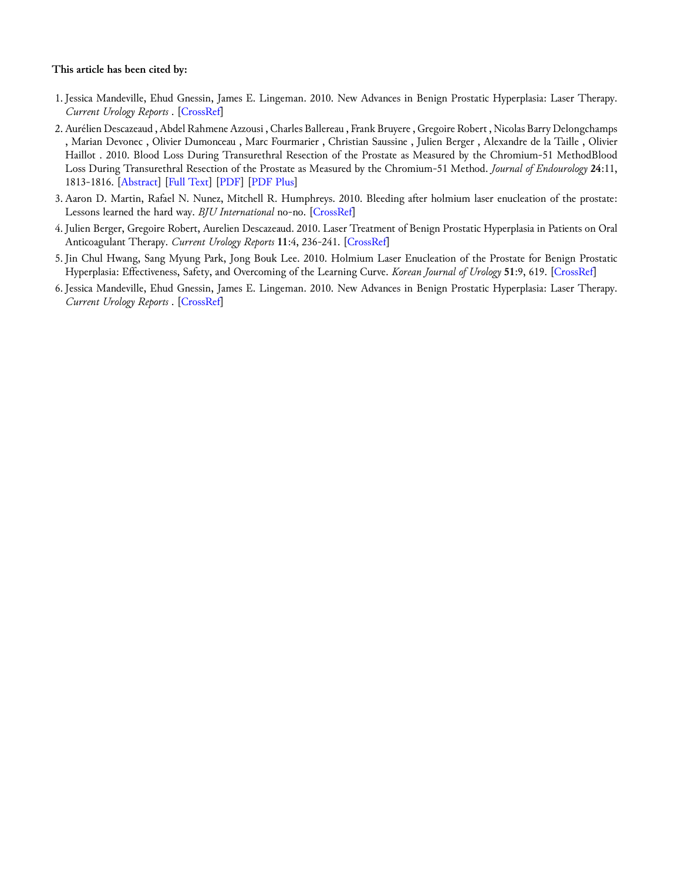**This article has been cited by:**

1. Jessica Mandeville, Ehud Gnessin, James E. Lingeman. 2010. New Advances in Benign Prostatic Hyperplasia: Laser Therapy. *Current Urology Reports* . [CrossRef]
2. Aurélien Descazeaud , Abdel Rahmene Azzousi , Charles Ballereau , Frank Bruyere , Gregoire Robert , Nicolas Barry Delongchamps , Marian Devonec , Olivier Dumonceau , Marc Fourmarier , Christian Saussine , Julien Berger , Alexandre de la Taille , Olivier Haillot . 2010. Blood Loss During Transurethral Resection of the Prostate as Measured by the Chromium-51 MethodBlood Loss During Transurethral Resection of the Prostate as Measured by the Chromium-51 Method. *Journal of Endourology* **24**:11, 1813-1816. [Abstract] [Full Text] [PDF] [PDF Plus]
3. Aaron D. Martin, Rafael N. Nunez, Mitchell R. Humphreys. 2010. Bleeding after holmium laser enucleation of the prostate: Lessons learned the hard way. *BJU International* no-no. [CrossRef]
4. Julien Berger, Gregoire Robert, Aurelien Descazeaud. 2010. Laser Treatment of Benign Prostatic Hyperplasia in Patients on Oral Anticoagulant Therapy. *Current Urology Reports* **11**:4, 236-241. [CrossRef]
5. Jin Chul Hwang, Sang Myung Park, Jong Bouk Lee. 2010. Holmium Laser Enucleation of the Prostate for Benign Prostatic Hyperplasia: Effectiveness, Safety, and Overcoming of the Learning Curve. *Korean Journal of Urology* **51**:9, 619. [CrossRef]
6. Jessica Mandeville, Ehud Gnessin, James E. Lingeman. 2010. New Advances in Benign Prostatic Hyperplasia: Laser Therapy. *Current Urology Reports* . [CrossRef]